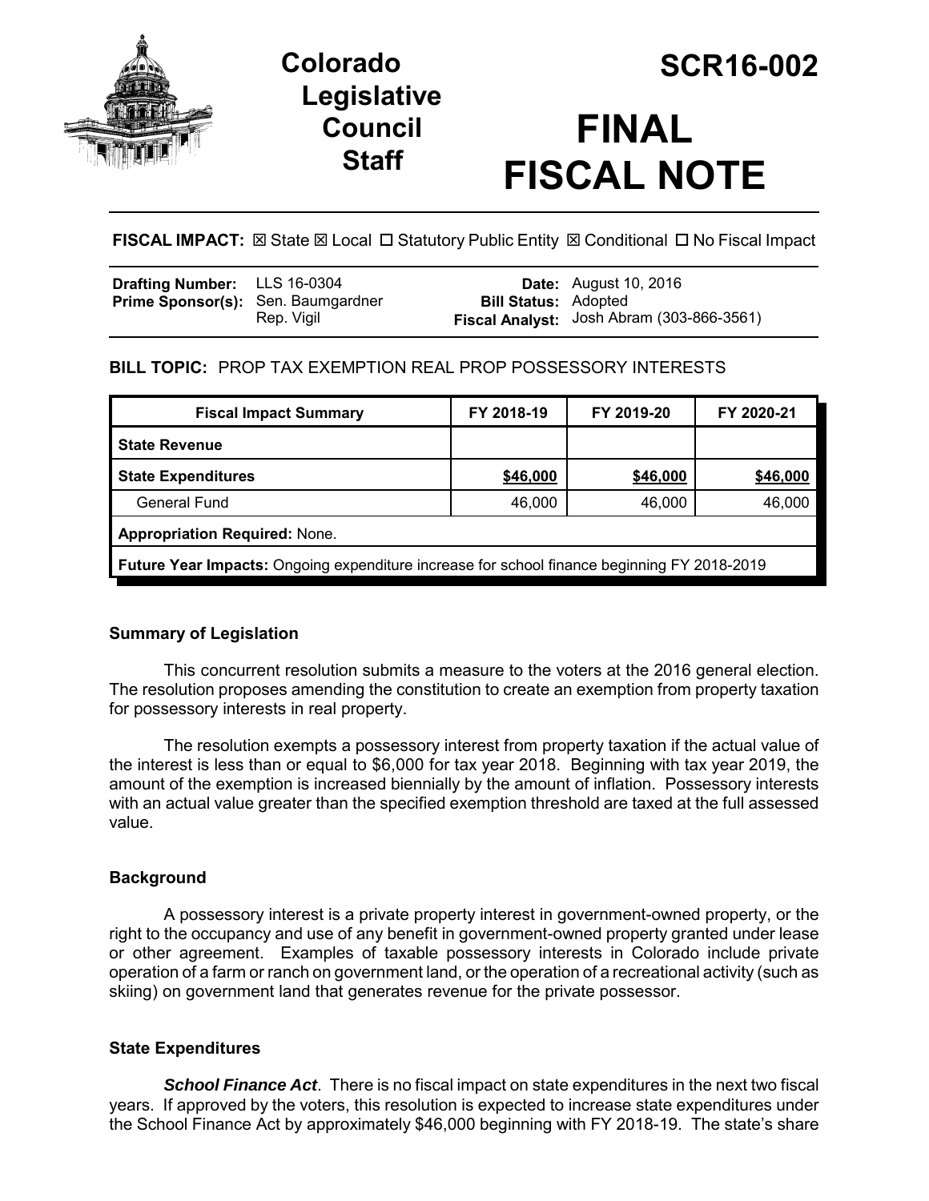# Colorado Legislative Council Staff

# SCR16-002

# FINAL FISCAL NOTE

**FISCAL IMPACT:** ☒ State ☒ Local ☐ Statutory Public Entity ☒ Conditional ☐ No Fiscal Impact

| | | | |
|---|---|---|---|
| **Drafting Number:** | LLS 16-0304 | **Date:** | August 10, 2016 |
| **Prime Sponsor(s):** | Sen. Baumgardner<br>Rep. Vigil | **Bill Status:** | Adopted |
| | | **Fiscal Analyst:** | Josh Abram (303-866-3561) |

**BILL TOPIC:** PROP TAX EXEMPTION REAL PROP POSSESSORY INTERESTS

| Fiscal Impact Summary | FY 2018-19 | FY 2019-20 | FY 2020-21 |
|---|---|---|---|
| **State Revenue** | | | |
| **State Expenditures** | **$46,000** | **$46,000** | **$46,000** |
| General Fund | 46,000 | 46,000 | 46,000 |
| **Appropriation Required:** None. | | | |
| **Future Year Impacts:** Ongoing expenditure increase for school finance beginning FY 2018-2019 | | | |

## Summary of Legislation

This concurrent resolution submits a measure to the voters at the 2016 general election. The resolution proposes amending the constitution to create an exemption from property taxation for possessory interests in real property.

The resolution exempts a possessory interest from property taxation if the actual value of the interest is less than or equal to $6,000 for tax year 2018. Beginning with tax year 2019, the amount of the exemption is increased biennially by the amount of inflation. Possessory interests with an actual value greater than the specified exemption threshold are taxed at the full assessed value.

## Background

A possessory interest is a private property interest in government-owned property, or the right to the occupancy and use of any benefit in government-owned property granted under lease or other agreement. Examples of taxable possessory interests in Colorado include private operation of a farm or ranch on government land, or the operation of a recreational activity (such as skiing) on government land that generates revenue for the private possessor.

## State Expenditures

***School Finance Act*.** There is no fiscal impact on state expenditures in the next two fiscal years. If approved by the voters, this resolution is expected to increase state expenditures under the School Finance Act by approximately $46,000 beginning with FY 2018-19. The state's share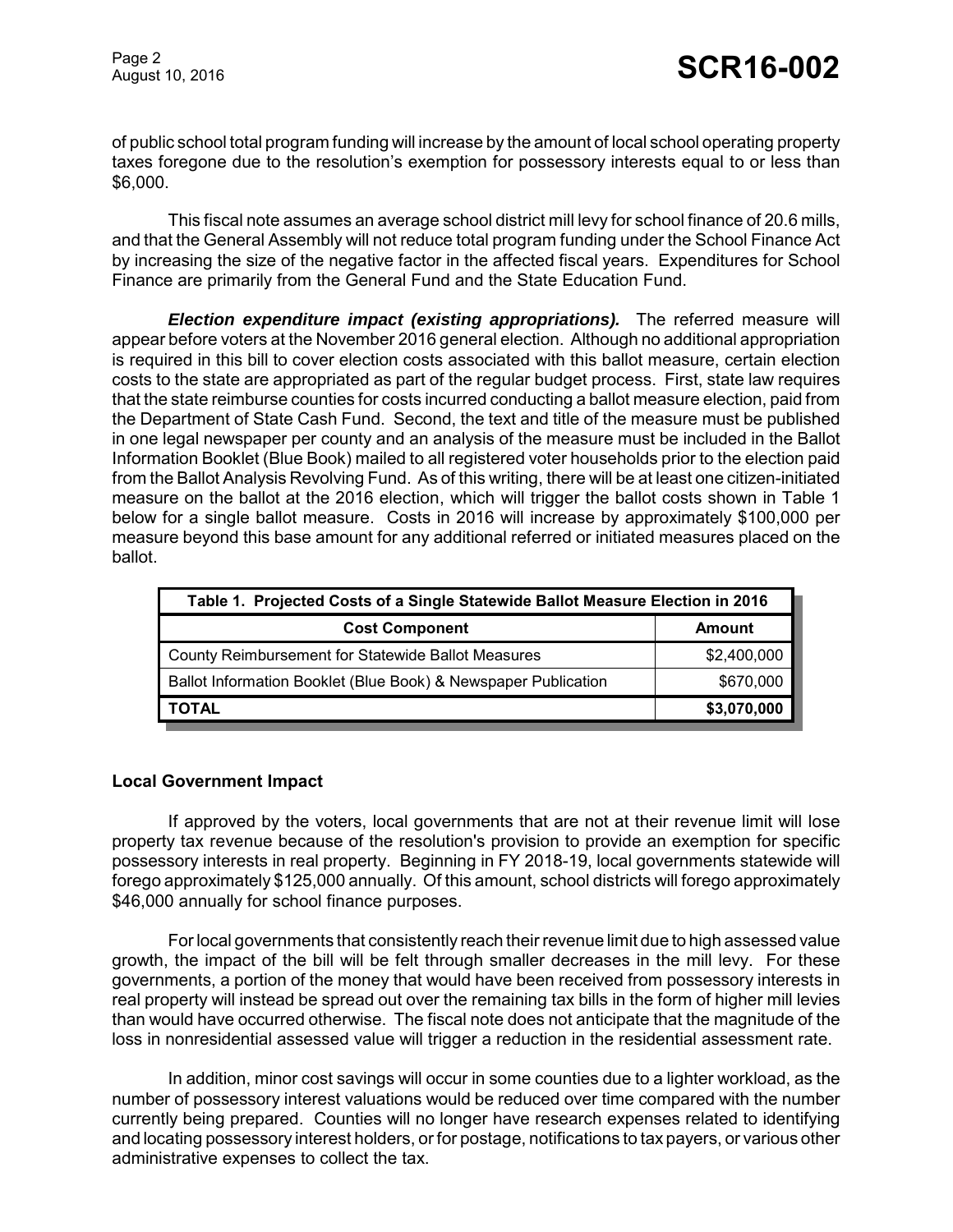of public school total program funding will increase by the amount of local school operating property taxes foregone due to the resolution's exemption for possessory interests equal to or less than $6,000.

This fiscal note assumes an average school district mill levy for school finance of 20.6 mills, and that the General Assembly will not reduce total program funding under the School Finance Act by increasing the size of the negative factor in the affected fiscal years. Expenditures for School Finance are primarily from the General Fund and the State Education Fund.

***Election expenditure impact (existing appropriations).*** The referred measure will appear before voters at the November 2016 general election. Although no additional appropriation is required in this bill to cover election costs associated with this ballot measure, certain election costs to the state are appropriated as part of the regular budget process. First, state law requires that the state reimburse counties for costs incurred conducting a ballot measure election, paid from the Department of State Cash Fund. Second, the text and title of the measure must be published in one legal newspaper per county and an analysis of the measure must be included in the Ballot Information Booklet (Blue Book) mailed to all registered voter households prior to the election paid from the Ballot Analysis Revolving Fund. As of this writing, there will be at least one citizen-initiated measure on the ballot at the 2016 election, which will trigger the ballot costs shown in Table 1 below for a single ballot measure. Costs in 2016 will increase by approximately $100,000 per measure beyond this base amount for any additional referred or initiated measures placed on the ballot.

**Table 1. Projected Costs of a Single Statewide Ballot Measure Election in 2016**

| Cost Component | Amount |
|---|---|
| County Reimbursement for Statewide Ballot Measures | $2,400,000 |
| Ballot Information Booklet (Blue Book) & Newspaper Publication | $670,000 |
| **TOTAL** | **$3,070,000** |

### Local Government Impact

If approved by the voters, local governments that are not at their revenue limit will lose property tax revenue because of the resolution's provision to provide an exemption for specific possessory interests in real property. Beginning in FY 2018-19, local governments statewide will forego approximately $125,000 annually. Of this amount, school districts will forego approximately $46,000 annually for school finance purposes.

For local governments that consistently reach their revenue limit due to high assessed value growth, the impact of the bill will be felt through smaller decreases in the mill levy. For these governments, a portion of the money that would have been received from possessory interests in real property will instead be spread out over the remaining tax bills in the form of higher mill levies than would have occurred otherwise. The fiscal note does not anticipate that the magnitude of the loss in nonresidential assessed value will trigger a reduction in the residential assessment rate.

In addition, minor cost savings will occur in some counties due to a lighter workload, as the number of possessory interest valuations would be reduced over time compared with the number currently being prepared. Counties will no longer have research expenses related to identifying and locating possessory interest holders, or for postage, notifications to tax payers, or various other administrative expenses to collect the tax.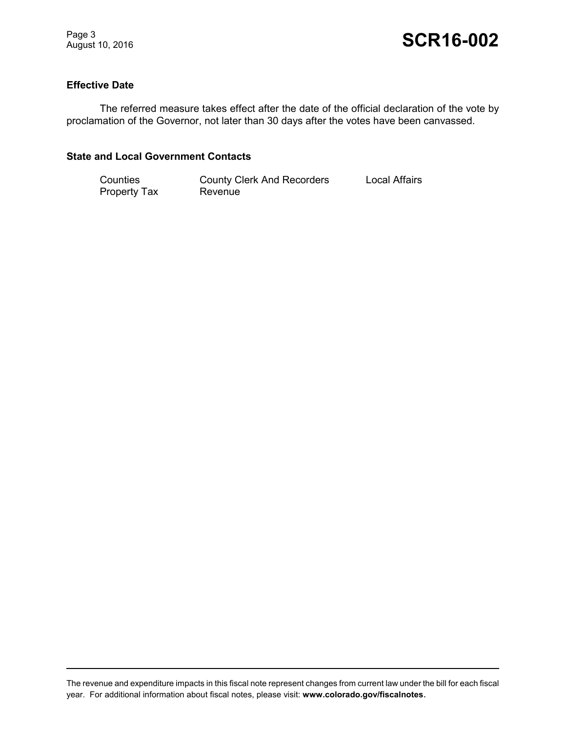## Effective Date

The referred measure takes effect after the date of the official declaration of the vote by proclamation of the Governor, not later than 30 days after the votes have been canvassed.

## State and Local Government Contacts

| | | |
|---|---|---|
| Counties | County Clerk And Recorders | Local Affairs |
| Property Tax | Revenue | |

The revenue and expenditure impacts in this fiscal note represent changes from current law under the bill for each fiscal year. For additional information about fiscal notes, please visit: **www.colorado.gov/fiscalnotes.**